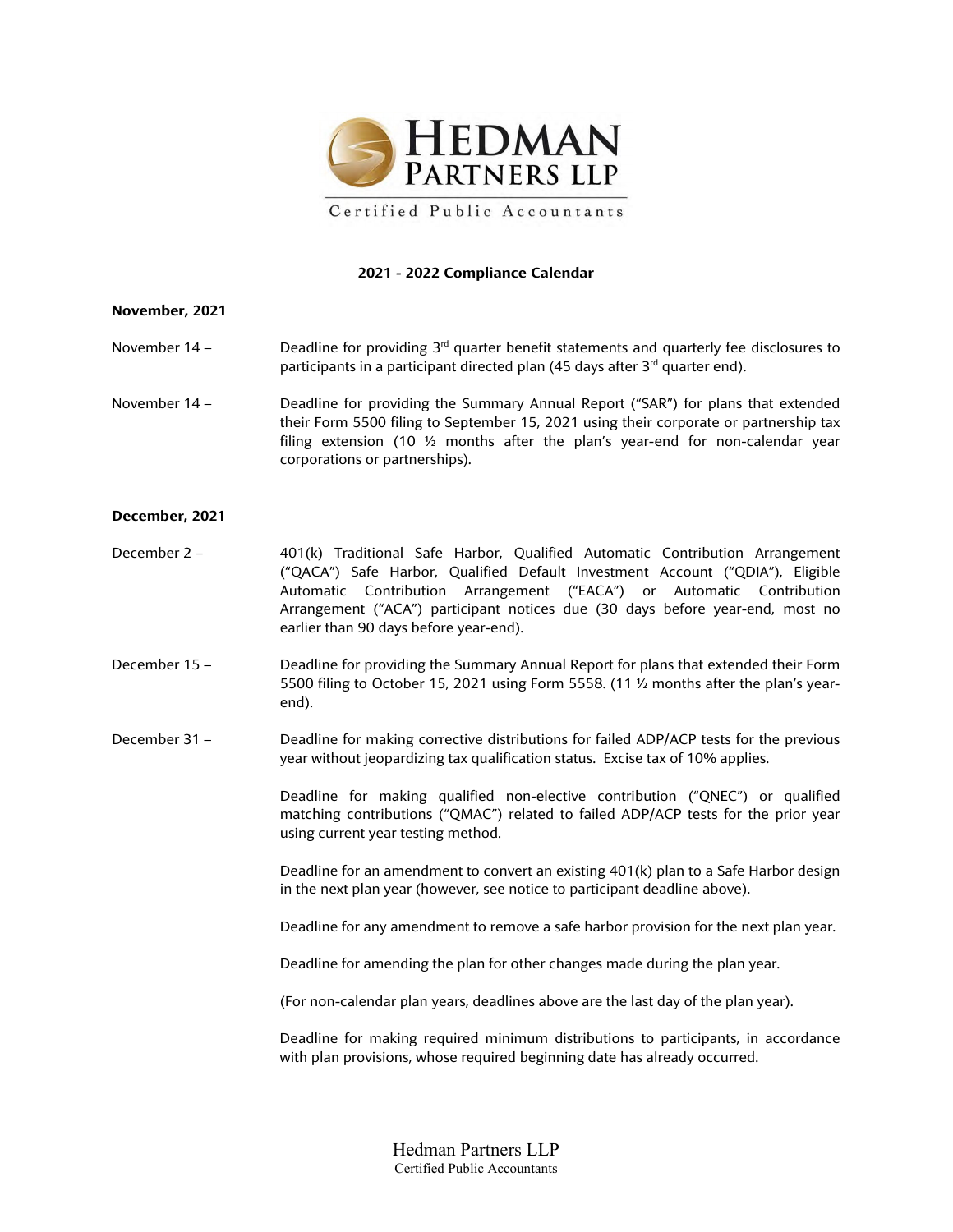# Hedman Partners LLP

Certified Public Accountants

**2021 - 2022 Compliance Calendar**

**November, 2021**

November 14 – Deadline for providing 3rd quarter benefit statements and quarterly fee disclosures to participants in a participant directed plan (45 days after 3rd quarter end).

November 14 – Deadline for providing the Summary Annual Report ("SAR") for plans that extended their Form 5500 filing to September 15, 2021 using their corporate or partnership tax filing extension (10 ½ months after the plan's year-end for non-calendar year corporations or partnerships).

**December, 2021**

December 2 – 401(k) Traditional Safe Harbor, Qualified Automatic Contribution Arrangement ("QACA") Safe Harbor, Qualified Default Investment Account ("QDIA"), Eligible Automatic Contribution Arrangement ("EACA") or Automatic Contribution Arrangement ("ACA") participant notices due (30 days before year-end, most no earlier than 90 days before year-end).

December 15 – Deadline for providing the Summary Annual Report for plans that extended their Form 5500 filing to October 15, 2021 using Form 5558. (11 ½ months after the plan's year-end).

December 31 – Deadline for making corrective distributions for failed ADP/ACP tests for the previous year without jeopardizing tax qualification status. Excise tax of 10% applies.

Deadline for making qualified non-elective contribution ("QNEC") or qualified matching contributions ("QMAC") related to failed ADP/ACP tests for the prior year using current year testing method.

Deadline for an amendment to convert an existing 401(k) plan to a Safe Harbor design in the next plan year (however, see notice to participant deadline above).

Deadline for any amendment to remove a safe harbor provision for the next plan year.

Deadline for amending the plan for other changes made during the plan year.

(For non-calendar plan years, deadlines above are the last day of the plan year).

Deadline for making required minimum distributions to participants, in accordance with plan provisions, whose required beginning date has already occurred.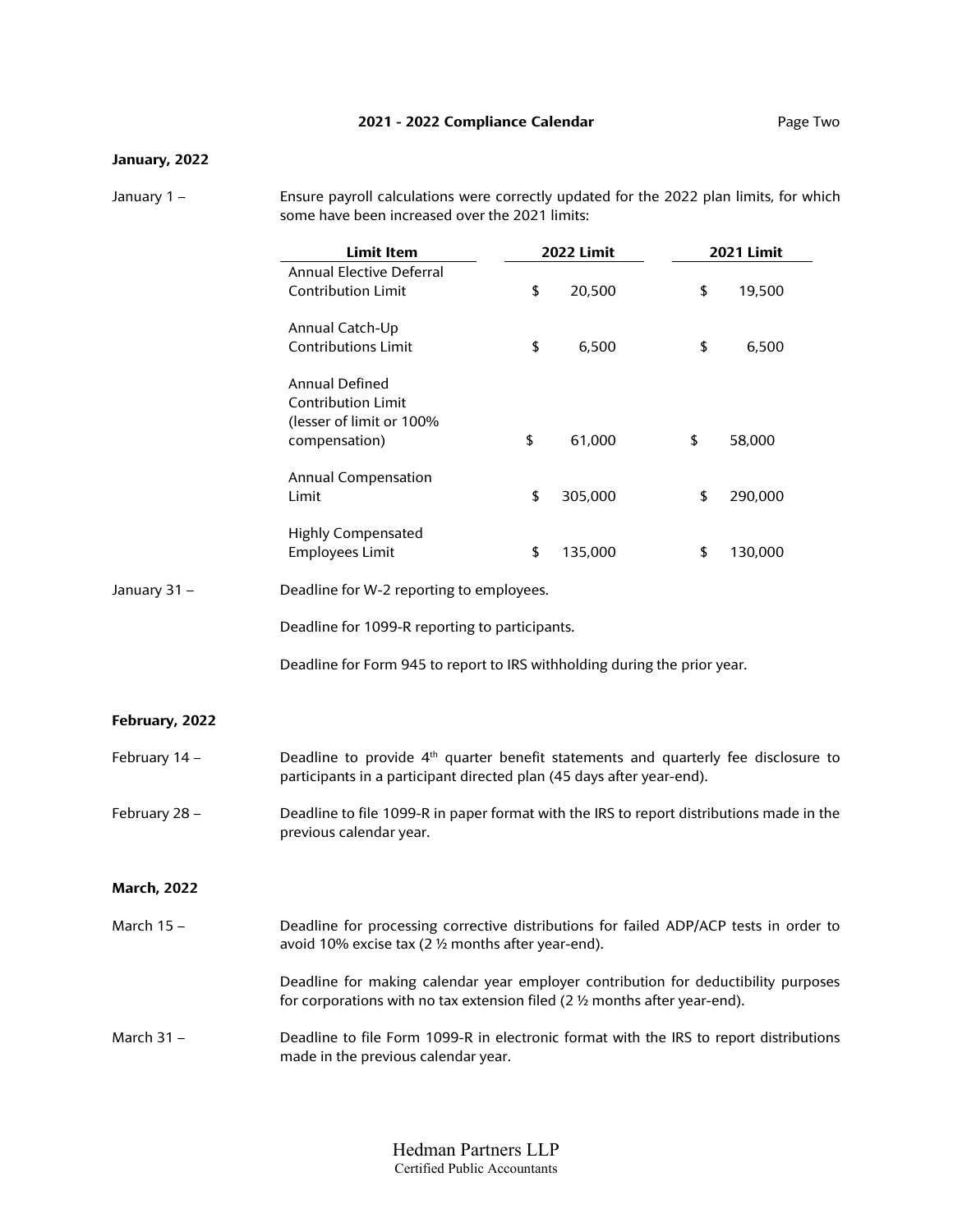**2021 - 2022 Compliance Calendar**

**January, 2022**

January 1 – Ensure payroll calculations were correctly updated for the 2022 plan limits, for which some have been increased over the 2021 limits:

| Limit Item | 2022 Limit | 2021 Limit |
|---|---|---|
| Annual Elective Deferral Contribution Limit | $ 20,500 | $ 19,500 |
| Annual Catch-Up Contributions Limit | $ 6,500 | $ 6,500 |
| Annual Defined Contribution Limit (lesser of limit or 100% compensation) | $ 61,000 | $ 58,000 |
| Annual Compensation Limit | $ 305,000 | $ 290,000 |
| Highly Compensated Employees Limit | $ 135,000 | $ 130,000 |

January 31 – Deadline for W-2 reporting to employees.

Deadline for 1099-R reporting to participants.

Deadline for Form 945 to report to IRS withholding during the prior year.

**February, 2022**

February 14 – Deadline to provide 4th quarter benefit statements and quarterly fee disclosure to participants in a participant directed plan (45 days after year-end).

February 28 – Deadline to file 1099-R in paper format with the IRS to report distributions made in the previous calendar year.

**March, 2022**

March 15 – Deadline for processing corrective distributions for failed ADP/ACP tests in order to avoid 10% excise tax (2 ½ months after year-end).

Deadline for making calendar year employer contribution for deductibility purposes for corporations with no tax extension filed (2 ½ months after year-end).

March 31 – Deadline to file Form 1099-R in electronic format with the IRS to report distributions made in the previous calendar year.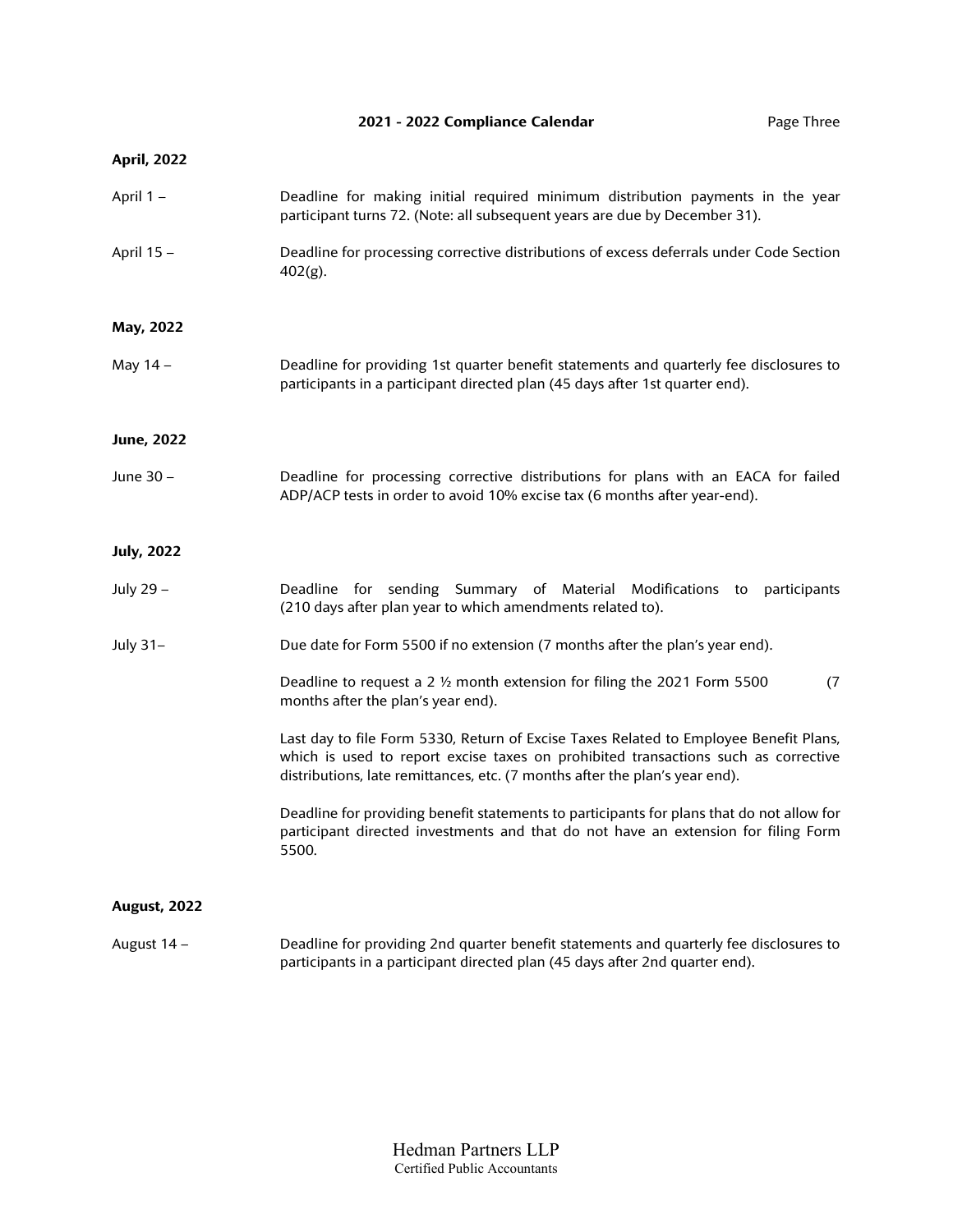## April, 2022

**April 1 –** Deadline for making initial required minimum distribution payments in the year participant turns 72. (Note: all subsequent years are due by December 31).

**April 15 –** Deadline for processing corrective distributions of excess deferrals under Code Section 402(g).

## May, 2022

**May 14 –** Deadline for providing 1st quarter benefit statements and quarterly fee disclosures to participants in a participant directed plan (45 days after 1st quarter end).

## June, 2022

**June 30 –** Deadline for processing corrective distributions for plans with an EACA for failed ADP/ACP tests in order to avoid 10% excise tax (6 months after year-end).

## July, 2022

**July 29 –** Deadline for sending Summary of Material Modifications to participants (210 days after plan year to which amendments related to).

**July 31–** Due date for Form 5500 if no extension (7 months after the plan's year end).

Deadline to request a 2 ½ month extension for filing the 2021 Form 5500 (7 months after the plan's year end).

Last day to file Form 5330, Return of Excise Taxes Related to Employee Benefit Plans, which is used to report excise taxes on prohibited transactions such as corrective distributions, late remittances, etc. (7 months after the plan's year end).

Deadline for providing benefit statements to participants for plans that do not allow for participant directed investments and that do not have an extension for filing Form 5500.

## August, 2022

**August 14 –** Deadline for providing 2nd quarter benefit statements and quarterly fee disclosures to participants in a participant directed plan (45 days after 2nd quarter end).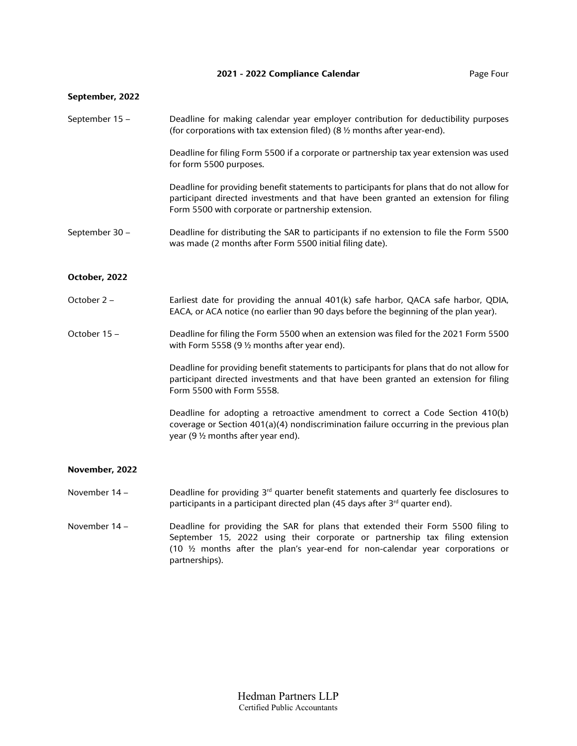### September, 2022

**September 15 –** Deadline for making calendar year employer contribution for deductibility purposes (for corporations with tax extension filed) (8 ½ months after year-end).

Deadline for filing Form 5500 if a corporate or partnership tax year extension was used for form 5500 purposes.

Deadline for providing benefit statements to participants for plans that do not allow for participant directed investments and that have been granted an extension for filing Form 5500 with corporate or partnership extension.

**September 30 –** Deadline for distributing the SAR to participants if no extension to file the Form 5500 was made (2 months after Form 5500 initial filing date).

### October, 2022

**October 2 –** Earliest date for providing the annual 401(k) safe harbor, QACA safe harbor, QDIA, EACA, or ACA notice (no earlier than 90 days before the beginning of the plan year).

**October 15 –** Deadline for filing the Form 5500 when an extension was filed for the 2021 Form 5500 with Form 5558 (9 ½ months after year end).

Deadline for providing benefit statements to participants for plans that do not allow for participant directed investments and that have been granted an extension for filing Form 5500 with Form 5558.

Deadline for adopting a retroactive amendment to correct a Code Section 410(b) coverage or Section 401(a)(4) nondiscrimination failure occurring in the previous plan year (9 ½ months after year end).

### November, 2022

**November 14 –** Deadline for providing 3rd quarter benefit statements and quarterly fee disclosures to participants in a participant directed plan (45 days after 3rd quarter end).

**November 14 –** Deadline for providing the SAR for plans that extended their Form 5500 filing to September 15, 2022 using their corporate or partnership tax filing extension (10 ½ months after the plan's year-end for non-calendar year corporations or partnerships).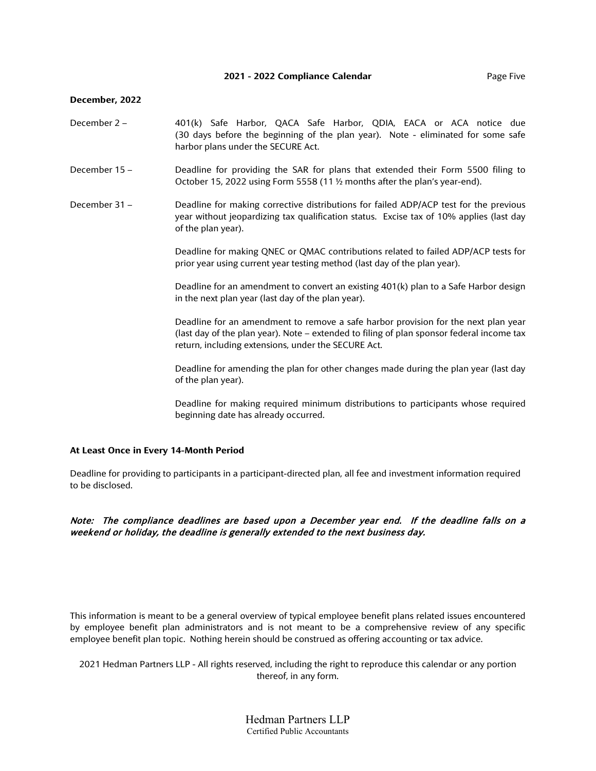**December, 2022**

December 2 – 401(k) Safe Harbor, QACA Safe Harbor, QDIA, EACA or ACA notice due (30 days before the beginning of the plan year). Note - eliminated for some safe harbor plans under the SECURE Act.

December 15 – Deadline for providing the SAR for plans that extended their Form 5500 filing to October 15, 2022 using Form 5558 (11 ½ months after the plan's year-end).

December 31 – Deadline for making corrective distributions for failed ADP/ACP test for the previous year without jeopardizing tax qualification status. Excise tax of 10% applies (last day of the plan year).

Deadline for making QNEC or QMAC contributions related to failed ADP/ACP tests for prior year using current year testing method (last day of the plan year).

Deadline for an amendment to convert an existing 401(k) plan to a Safe Harbor design in the next plan year (last day of the plan year).

Deadline for an amendment to remove a safe harbor provision for the next plan year (last day of the plan year). Note – extended to filing of plan sponsor federal income tax return, including extensions, under the SECURE Act.

Deadline for amending the plan for other changes made during the plan year (last day of the plan year).

Deadline for making required minimum distributions to participants whose required beginning date has already occurred.

**At Least Once in Every 14-Month Period**

Deadline for providing to participants in a participant-directed plan, all fee and investment information required to be disclosed.

***Note: The compliance deadlines are based upon a December year end. If the deadline falls on a weekend or holiday, the deadline is generally extended to the next business day.***

This information is meant to be a general overview of typical employee benefit plans related issues encountered by employee benefit plan administrators and is not meant to be a comprehensive review of any specific employee benefit plan topic. Nothing herein should be construed as offering accounting or tax advice.

2021 Hedman Partners LLP - All rights reserved, including the right to reproduce this calendar or any portion thereof, in any form.

Hedman Partners LLP
Certified Public Accountants